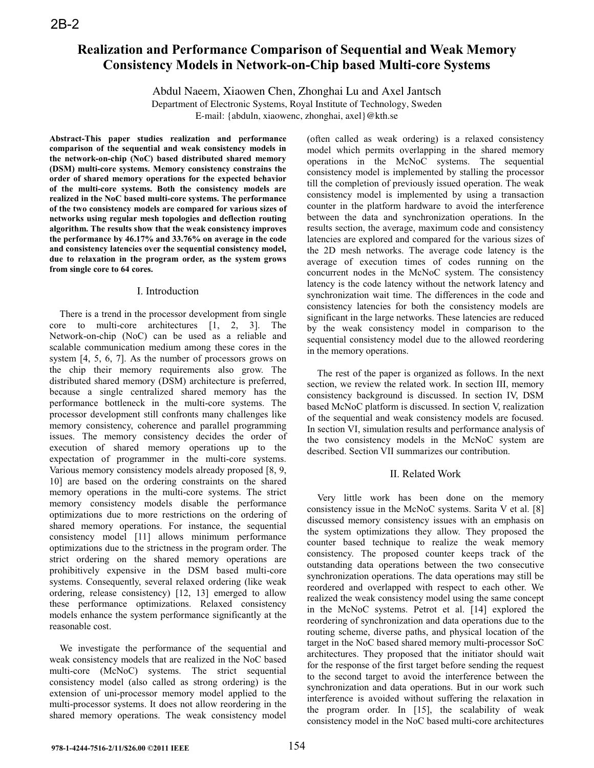# Realization and Performance Comparison of Sequential and Weak Memory Consistency Models in Network-on-Chip based Multi-core Systems

Abdul Naeem, Xiaowen Chen, Zhonghai Lu and Axel Jantsch

Department of Electronic Systems, Royal Institute of Technology, Sweden

E-mail: {abduln, xiaowenc, zhonghai, axel}@kth.se

**Abstract-This paper studies realization and performance comparison of the sequential and weak consistency models in the network-on-chip (NoC) based distributed shared memory (DSM) multi-core systems. Memory consistency constrains the order of shared memory operations for the expected behavior of the multi-core systems. Both the consistency models are realized in the NoC based multi-core systems. The performance of the two consistency models are compared for various sizes of networks using regular mesh topologies and deflection routing algorithm. The results show that the weak consistency improves the performance by 46.17% and 33.76% on average in the code and consistency latencies over the sequential consistency model, due to relaxation in the program order, as the system grows from single core to 64 cores.**

## I. Introduction

There is a trend in the processor development from single core to multi-core architectures [1, 2, 3]. The Network-on-chip (NoC) can be used as a reliable and scalable communication medium among these cores in the system [4, 5, 6, 7]. As the number of processors grows on the chip their memory requirements also grow. The distributed shared memory (DSM) architecture is preferred, because a single centralized shared memory has the performance bottleneck in the multi-core systems. The processor development still confronts many challenges like memory consistency, coherence and parallel programming issues. The memory consistency decides the order of execution of shared memory operations up to the expectation of programmer in the multi-core systems. Various memory consistency models already proposed [8, 9, 10] are based on the ordering constraints on the shared memory operations in the multi-core systems. The strict memory consistency models disable the performance optimizations due to more restrictions on the ordering of shared memory operations. For instance, the sequential consistency model [11] allows minimum performance optimizations due to the strictness in the program order. The strict ordering on the shared memory operations are prohibitively expensive in the DSM based multi-core systems. Consequently, several relaxed ordering (like weak ordering, release consistency) [12, 13] emerged to allow these performance optimizations. Relaxed consistency models enhance the system performance significantly at the reasonable cost.

We investigate the performance of the sequential and weak consistency models that are realized in the NoC based multi-core (McNoC) systems. The strict sequential consistency model (also called as strong ordering) is the extension of uni-processor memory model applied to the multi-processor systems. It does not allow reordering in the shared memory operations. The weak consistency model (often called as weak ordering) is a relaxed consistency model which permits overlapping in the shared memory operations in the McNoC systems. The sequential consistency model is implemented by stalling the processor till the completion of previously issued operation. The weak consistency model is implemented by using a transaction counter in the platform hardware to avoid the interference between the data and synchronization operations. In the results section, the average, maximum code and consistency latencies are explored and compared for the various sizes of the 2D mesh networks. The average code latency is the average of execution times of codes running on the concurrent nodes in the McNoC system. The consistency latency is the code latency without the network latency and synchronization wait time. The differences in the code and consistency latencies for both the consistency models are significant in the large networks. These latencies are reduced by the weak consistency model in comparison to the sequential consistency model due to the allowed reordering in the memory operations.

The rest of the paper is organized as follows. In the next section, we review the related work. In section III, memory consistency background is discussed. In section IV, DSM based McNoC platform is discussed. In section V, realization of the sequential and weak consistency models are focused. In section VI, simulation results and performance analysis of the two consistency models in the McNoC system are described. Section VII summarizes our contribution.

## II. Related Work

Very little work has been done on the memory consistency issue in the McNoC systems. Sarita V et al. [8] discussed memory consistency issues with an emphasis on the system optimizations they allow. They proposed the counter based technique to realize the weak memory consistency. The proposed counter keeps track of the outstanding data operations between the two consecutive synchronization operations. The data operations may still be reordered and overlapped with respect to each other. We realized the weak consistency model using the same concept in the McNoC systems. Petrot et al. [14] explored the reordering of synchronization and data operations due to the routing scheme, diverse paths, and physical location of the target in the NoC based shared memory multi-processor SoC architectures. They proposed that the initiator should wait for the response of the first target before sending the request to the second target to avoid the interference between the synchronization and data operations. But in our work such interference is avoided without suffering the relaxation in the program order. In [15], the scalability of weak consistency model in the NoC based multi-core architectures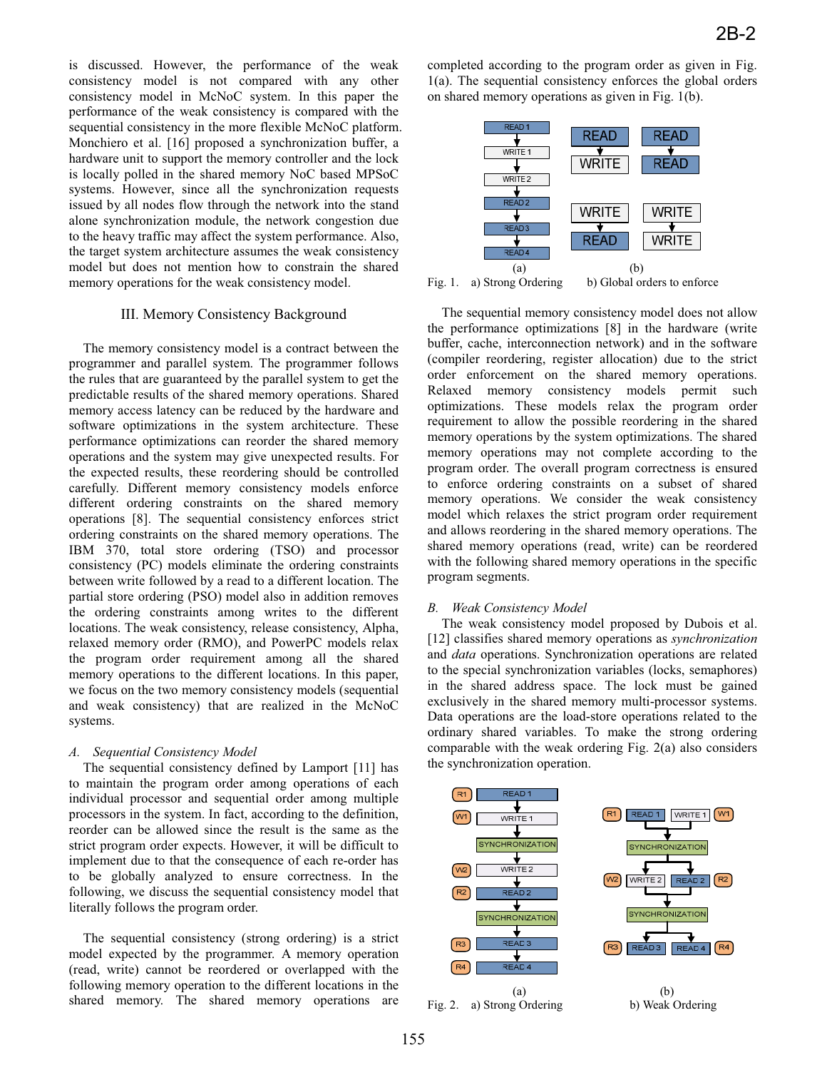is discussed. However, the performance of the weak consistency model is not compared with any other consistency model in McNoC system. In this paper the performance of the weak consistency is compared with the sequential consistency in the more flexible McNoC platform. Monchiero et al. [16] proposed a synchronization buffer, a hardware unit to support the memory controller and the lock is locally polled in the shared memory NoC based MPSoC systems. However, since all the synchronization requests issued by all nodes flow through the network into the stand alone synchronization module, the network congestion due to the heavy traffic may affect the system performance. Also, the target system architecture assumes the weak consistency model but does not mention how to constrain the shared memory operations for the weak consistency model.

## III. Memory Consistency Background

The memory consistency model is a contract between the programmer and parallel system. The programmer follows the rules that are guaranteed by the parallel system to get the predictable results of the shared memory operations. Shared memory access latency can be reduced by the hardware and software optimizations in the system architecture. These performance optimizations can reorder the shared memory operations and the system may give unexpected results. For the expected results, these reordering should be controlled carefully. Different memory consistency models enforce different ordering constraints on the shared memory operations [8]. The sequential consistency enforces strict ordering constraints on the shared memory operations. The IBM 370, total store ordering (TSO) and processor consistency (PC) models eliminate the ordering constraints between write followed by a read to a different location. The partial store ordering (PSO) model also in addition removes the ordering constraints among writes to the different locations. The weak consistency, release consistency, Alpha, relaxed memory order (RMO), and PowerPC models relax the program order requirement among all the shared memory operations to the different locations. In this paper, we focus on the two memory consistency models (sequential and weak consistency) that are realized in the McNoC systems.

### A. Sequential Consistency Model

The sequential consistency defined by Lamport [11] has to maintain the program order among operations of each individual processor and sequential order among multiple processors in the system. In fact, according to the definition, reorder can be allowed since the result is the same as the strict program order expects. However, it will be difficult to implement due to that the consequence of each re-order has to be globally analyzed to ensure correctness. In the following, we discuss the sequential consistency model that literally follows the program order.

The sequential consistency (strong ordering) is a strict model expected by the programmer. A memory operation (read, write) cannot be reordered or overlapped with the following memory operation to the different locations in the shared memory. The shared memory operations are completed according to the program order as given in Fig. 1(a). The sequential consistency enforces the global orders on shared memory operations as given in Fig. 1(b).

READ 1
WRITE 1
WRITE 2
READ 2
READ 3
READ 4

READ → WRITE
READ → READ
WRITE → READ
WRITE → WRITE

(a) (b)

Fig. 1. a) Strong Ordering b) Global orders to enforce

The sequential memory consistency model does not allow the performance optimizations [8] in the hardware (write buffer, cache, interconnection network) and in the software (compiler reordering, register allocation) due to the strict order enforcement on the shared memory operations. Relaxed memory consistency models permit such optimizations. These models relax the program order requirement to allow the possible reordering in the shared memory operations by the system optimizations. The shared memory operations may not complete according to the program order. The overall program correctness is ensured to enforce ordering constraints on a subset of shared memory operations. We consider the weak consistency model which relaxes the strict program order requirement and allows reordering in the shared memory operations. The shared memory operations (read, write) can be reordered with the following shared memory operations in the specific program segments.

### B. Weak Consistency Model

The weak consistency model proposed by Dubois et al. [12] classifies shared memory operations as *synchronization* and *data* operations. Synchronization operations are related to the special synchronization variables (locks, semaphores) in the shared address space. The lock must be gained exclusively in the shared memory multi-processor systems. Data operations are the load-store operations related to the ordinary shared variables. To make the strong ordering comparable with the weak ordering Fig. 2(a) also considers the synchronization operation.

R1 READ 1
W1 WRITE 1
SYNCHRONIZATION
W2 WRITE 2
R2 READ 2
SYNCHRONIZATION
R3 READ 3
R4 READ 4

R1 READ 1 WRITE 1 W1
SYNCHRONIZATION
W2 WRITE 2 READ 2 R2
SYNCHRONIZATION
R3 READ 3 READ 4 R4

(a) (b)

Fig. 2. a) Strong Ordering b) Weak Ordering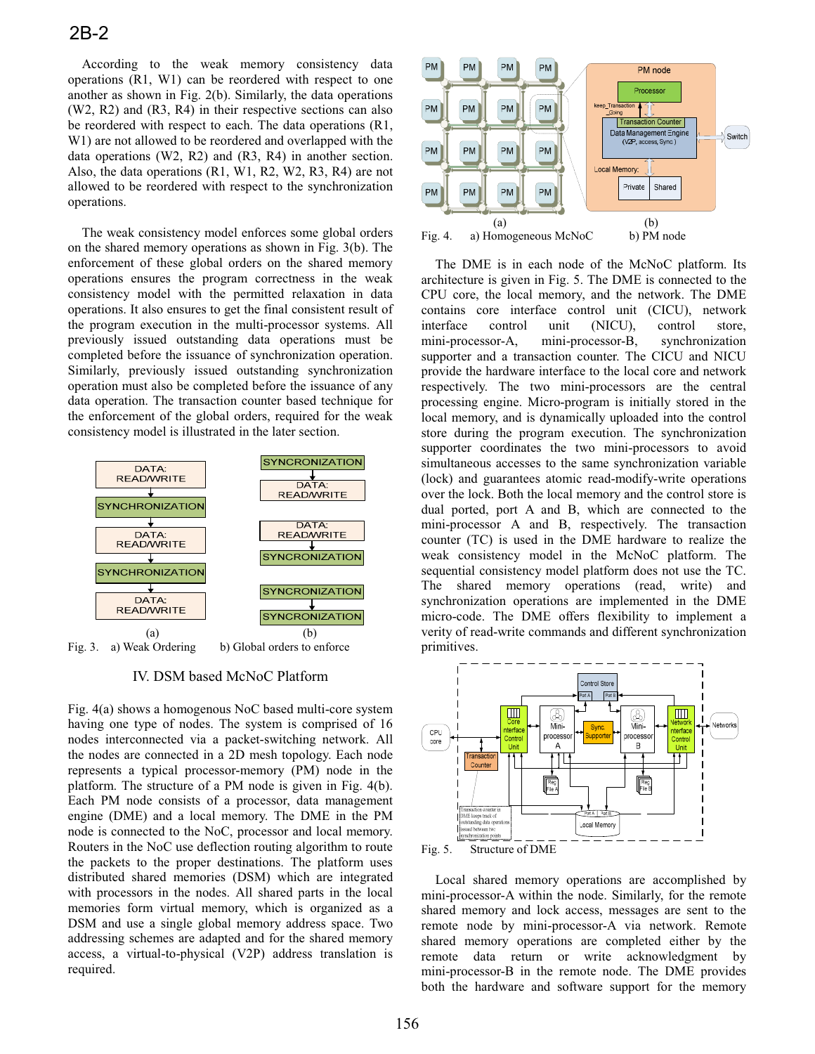According to the weak memory consistency data operations (R1, W1) can be reordered with respect to one another as shown in Fig. 2(b). Similarly, the data operations (W2, R2) and (R3, R4) in their respective sections can also be reordered with respect to each. The data operations (R1, W1) are not allowed to be reordered and overlapped with the data operations (W2, R2) and (R3, R4) in another section. Also, the data operations (R1, W1, R2, W2, R3, R4) are not allowed to be reordered with respect to the synchronization operations.

The weak consistency model enforces some global orders on the shared memory operations as shown in Fig. 3(b). The enforcement of these global orders on the shared memory operations ensures the program correctness in the weak consistency model with the permitted relaxation in data operations. It also ensures to get the final consistent result of the program execution in the multi-processor systems. All previously issued outstanding data operations must be completed before the issuance of synchronization operation. Similarly, previously issued outstanding synchronization operation must also be completed before the issuance of any data operation. The transaction counter based technique for the enforcement of the global orders, required for the weak consistency model is illustrated in the later section.

DATA: READ/WRITE
SYNCHRONIZATION
DATA: READ/WRITE
SYNCHRONIZATION
DATA: READ/WRITE

SYNCRONIZATION
DATA: READ/WRITE
DATA: READ/WRITE
SYNCRONIZATION
SYNCRONIZATION
SYNCRONIZATION

(a) (b)

Fig. 3. a) Weak Ordering b) Global orders to enforce

## IV. DSM based McNoC Platform

Fig. 4(a) shows a homogenous NoC based multi-core system having one type of nodes. The system is comprised of 16 nodes interconnected via a packet-switching network. All the nodes are connected in a 2D mesh topology. Each node represents a typical processor-memory (PM) node in the platform. The structure of a PM node is given in Fig. 4(b). Each PM node consists of a processor, data management engine (DME) and a local memory. The DME in the PM node is connected to the NoC, processor and local memory. Routers in the NoC use deflection routing algorithm to route the packets to the proper destinations. The platform uses distributed shared memories (DSM) which are integrated with processors in the nodes. All shared parts in the local memories form virtual memory, which is organized as a DSM and use a single global memory address space. Two addressing schemes are adapted and for the shared memory access, a virtual-to-physical (V2P) address translation is required.

PM PM PM PM
PM PM PM PM
PM PM PM PM
PM PM PM PM

PM node
Processor
keep_Transaction_Going
Transaction Counter
Data Management Engine (V2P, access, Sync)
Switch
Local Memory:
Private Shared

(a) (b)

Fig. 4. a) Homogeneous McNoC b) PM node

The DME is in each node of the McNoC platform. Its architecture is given in Fig. 5. The DME is connected to the CPU core, the local memory, and the network. The DME contains core interface control unit (CICU), network interface control unit (NICU), control store, mini-processor-A, mini-processor-B, synchronization supporter and a transaction counter. The CICU and NICU provide the hardware interface to the local core and network respectively. The two mini-processors are the central processing engine. Micro-program is initially stored in the local memory, and is dynamically uploaded into the control store during the program execution. The synchronization supporter coordinates the two mini-processors to avoid simultaneous accesses to the same synchronization variable (lock) and guarantees atomic read-modify-write operations over the lock. Both the local memory and the control store is dual ported, port A and B, which are connected to the mini-processor A and B, respectively. The transaction counter (TC) is used in the DME hardware to realize the weak consistency model in the McNoC platform. The sequential consistency model platform does not use the TC. The shared memory operations (read, write) and synchronization operations are implemented in the DME micro-code. The DME offers flexibility to implement a verity of read-write commands and different synchronization primitives.

Control Store
Port A Port B
CPU core
Core Interface Control Unit
Mini-processor A
Sync Supporter
Mini-processor B
Network Interface Control Unit
Networks
Transaction Counter
Reg File A
Reg File B
Transaction counter in DME keeps track of outstanding data operations issued between two synchronization points
Port A Port B
Local Memory

Fig. 5. Structure of DME

Local shared memory operations are accomplished by mini-processor-A within the node. Similarly, for the remote shared memory and lock access, messages are sent to the remote node by mini-processor-A via network. Remote shared memory operations are completed either by the remote data return or write acknowledgment by mini-processor-B in the remote node. The DME provides both the hardware and software support for the memory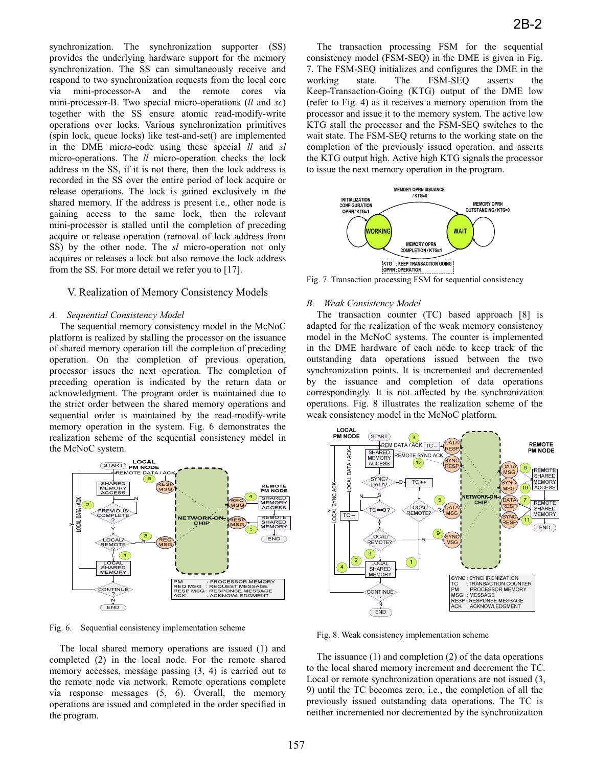synchronization. The synchronization supporter (SS) provides the underlying hardware support for the memory synchronization. The SS can simultaneously receive and respond to two synchronization requests from the local core via mini-processor-A and the remote cores via mini-processor-B. Two special micro-operations (*ll* and *sc*) together with the SS ensure atomic read-modify-write operations over locks. Various synchronization primitives (spin lock, queue locks) like test-and-set() are implemented in the DME micro-code using these special *ll* and *sl* micro-operations. The *ll* micro-operation checks the lock address in the SS, if it is not there, then the lock address is recorded in the SS over the entire period of lock acquire or release operations. The lock is gained exclusively in the shared memory. If the address is present i.e., other node is gaining access to the same lock, then the relevant mini-processor is stalled until the completion of preceding acquire or release operation (removal of lock address from SS) by the other node. The *sl* micro-operation not only acquires or releases a lock but also remove the lock address from the SS. For more detail we refer you to [17].

## V. Realization of Memory Consistency Models

### *A. Sequential Consistency Model*

The sequential memory consistency model in the McNoC platform is realized by stalling the processor on the issuance of shared memory operation till the completion of preceding operation. On the completion of previous operation, processor issues the next operation. The completion of preceding operation is indicated by the return data or acknowledgment. The program order is maintained due to the strict order between the shared memory operations and sequential order is maintained by the read-modify-write memory operation in the system. Fig. 6 demonstrates the realization scheme of the sequential consistency model in the McNoC system.

LOCAL PM NODE
START
REMOTE DATA / ACK
SHARED MEMORY ACCESS
PREVIOUS COMPLETE ?
LOCAL/ REMOTE ?
LOCAL SHARED MEMORY
CONTINUE ?
END
LOCAL DATA / ACK
RESP MSG
REQ MSG
NETWORK-ON-CHIP
REMOTE PM NODE
SHARED MEMORY ACCESS
REMOTE SHARED MEMORY
END
PM : PROCESSOR MEMORY
REQ MSG : REQUEST MESSAGE
RESP MSG : RESPONSE MESSAGE
ACK : ACKNOWLEDGMENT

Fig. 6. Sequential consistency implementation scheme

The local shared memory operations are issued (1) and completed (2) in the local node. For the remote shared memory accesses, message passing (3, 4) is carried out to the remote node via network. Remote operations complete via response messages (5, 6). Overall, the memory operations are issued and completed in the order specified in the program.

The transaction processing FSM for the sequential consistency model (FSM-SEQ) in the DME is given in Fig. 7. The FSM-SEQ initializes and configures the DME in the working state. The FSM-SEQ asserts the Keep-Transaction-Going (KTG) output of the DME low (refer to Fig. 4) as it receives a memory operation from the processor and issue it to the memory system. The active low KTG stall the processor and the FSM-SEQ switches to the wait state. The FSM-SEQ returns to the working state on the completion of the previously issued operation, and asserts the KTG output high. Active high KTG signals the processor to issue the next memory operation in the program.

MEMORY OPRN ISSUANCE / KTG=0
INITIALIZATION CONFIGURATION OPRN / KTG=1
MEMORY OPRN OUTSTANDING / KTG=0
WORKING
WAIT
MEMORY OPRN COMPLETION / KTG=1
KTG : KEEP TRANSACTION GOING
OPRN : OPERATION

Fig. 7. Transaction processing FSM for sequential consistency

### *B. Weak Consistency Model*

The transaction counter (TC) based approach [8] is adapted for the realization of the weak memory consistency model in the McNoC systems. The counter is implemented in the DME hardware of each node to keep track of the outstanding data operations issued between the two synchronization points. It is incremented and decremented by the issuance and completion of data operations correspondingly. It is not affected by the synchronization operations. Fig. 8 illustrates the realization scheme of the weak consistency model in the McNoC platform.

LOCAL PM NODE
START
REM DATA / ACK
TC --
SHARED MEMORY ACCESS
REMOTE SYNC ACK
SYNC/ DATA?
TC ++
TC ==0 ?
LOCAL/ REMOTE?
LOCAL/ REMOTE?
LOCAL SHARED MEMORY
CONTINUE ?
END
LOCAL DATA / ACK
LOCAL SYNC ACK
DATA RESP
SYNC RESP
DATA MSG
SYNC MSG
NETWORK-ON-CHIP
REMOTE PM NODE
REMOTE SHARED MEMORY ACCESS
REMOTE SHARED MEMORY
END
SYNC : SYNCHRONIZATION
TC : TRANSACTION COUNTER
PM : PROCESSOR MEMORY
MSG : MESSAGE
RESP : RESPONSE MESSAGE
ACK : ACKNOWLEDGMENT

Fig. 8. Weak consistency implementation scheme

The issuance (1) and completion (2) of the data operations to the local shared memory increment and decrement the TC. Local or remote synchronization operations are not issued (3, 9) until the TC becomes zero, i.e., the completion of all the previously issued outstanding data operations. The TC is neither incremented nor decremented by the synchronization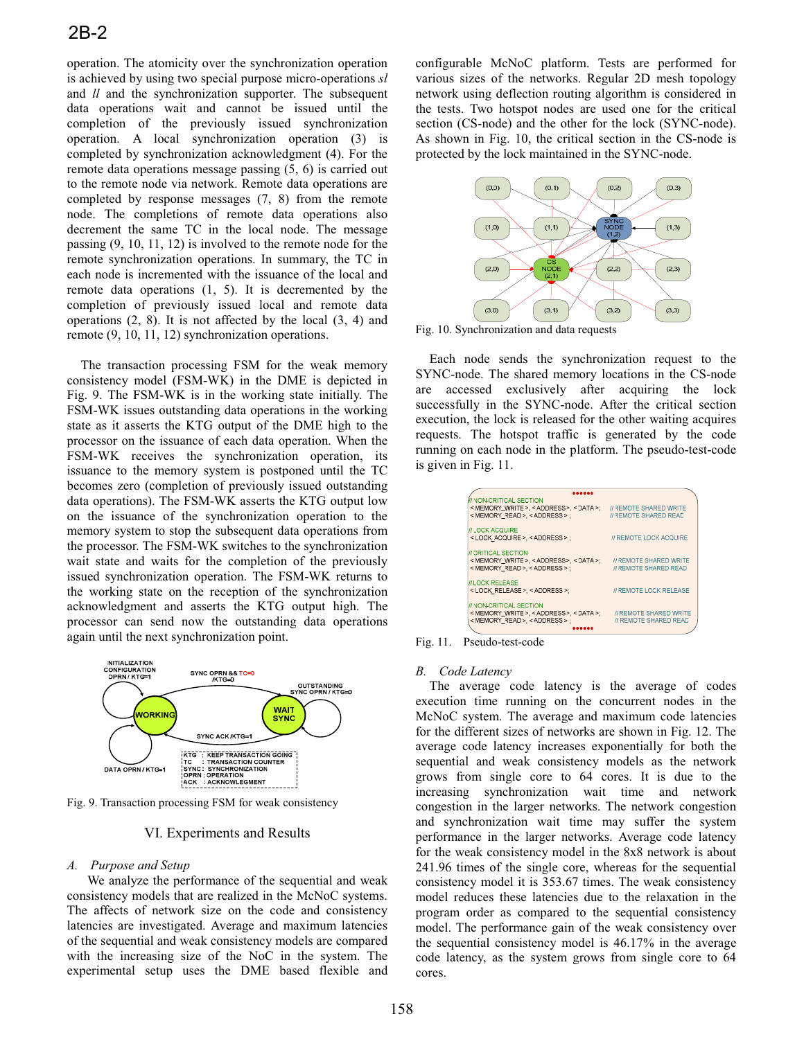operation. The atomicity over the synchronization operation is achieved by using two special purpose micro-operations *sl* and *ll* and the synchronization supporter. The subsequent data operations wait and cannot be issued until the completion of the previously issued synchronization operation. A local synchronization operation (3) is completed by synchronization acknowledgment (4). For the remote data operations message passing (5, 6) is carried out to the remote node via network. Remote data operations are completed by response messages (7, 8) from the remote node. The completions of remote data operations also decrement the same TC in the local node. The message passing (9, 10, 11, 12) is involved to the remote node for the remote synchronization operations. In summary, the TC in each node is incremented with the issuance of the local and remote data operations (1, 5). It is decremented by the completion of previously issued local and remote data operations (2, 8). It is not affected by the local (3, 4) and remote (9, 10, 11, 12) synchronization operations.

The transaction processing FSM for the weak memory consistency model (FSM-WK) in the DME is depicted in Fig. 9. The FSM-WK is in the working state initially. The FSM-WK issues outstanding data operations in the working state as it asserts the KTG output of the DME high to the processor on the issuance of each data operation. When the FSM-WK receives the synchronization operation, its issuance to the memory system is postponed until the TC becomes zero (completion of previously issued outstanding data operations). The FSM-WK asserts the KTG output low on the issuance of the synchronization operation to the memory system to stop the subsequent data operations from the processor. The FSM-WK switches to the synchronization wait state and waits for the completion of the previously issued synchronization operation. The FSM-WK returns to the working state on the reception of the synchronization acknowledgment and asserts the KTG output high. The processor can send now the outstanding data operations again until the next synchronization point.

INITIALIZATION CONFIGURATION OPRN / KTG=1

SYNC OPRN && TC=0 /KTG=0

OUTSTANDING SYNC OPRN / KTG=0

WORKING

WAIT SYNC

SYNC ACK /KTG=1

DATA OPRN / KTG=1

KTG : KEEP TRANSACTION GOING
TC : TRANSACTION COUNTER
SYNC : SYNCHRONIZATION
OPRN : OPERATION
ACK : ACKNOWLEGMENT

Fig. 9. Transaction processing FSM for weak consistency

## VI. Experiments and Results

### *A. Purpose and Setup*

We analyze the performance of the sequential and weak consistency models that are realized in the McNoC systems. The affects of network size on the code and consistency latencies are investigated. Average and maximum latencies of the sequential and weak consistency models are compared with the increasing size of the NoC in the system. The experimental setup uses the DME based flexible and configurable McNoC platform. Tests are performed for various sizes of the networks. Regular 2D mesh topology network using deflection routing algorithm is considered in the tests. Two hotspot nodes are used one for the critical section (CS-node) and the other for the lock (SYNC-node). As shown in Fig. 10, the critical section in the CS-node is protected by the lock maintained in the SYNC-node.

(0,0) (0,1) (0,2) (0,3)
(1,0) (1,1) SYNC NODE (1,2) (1,3)
(2,0) CS NODE (2,1) (2,2) (2,3)
(3,0) (3,1) (3,2) (3,3)

Fig. 10. Synchronization and data requests

Each node sends the synchronization request to the SYNC-node. The shared memory locations in the CS-node are accessed exclusively after acquiring the lock successfully in the SYNC-node. After the critical section execution, the lock is released for the other waiting acquires requests. The hotspot traffic is generated by the code running on each node in the platform. The pseudo-test-code is given in Fig. 11.

```
••••••
// NON-CRITICAL SECTION
<MEMORY_WRITE>, <ADDRESS>, <DATA>;   // REMOTE SHARED WRITE
<MEMORY_READ>, <ADDRESS>;            // REMOTE SHARED READ

// LOCK ACQUIRE
<LOCK_ACQUIRE>, <ADDRESS>;           // REMOTE LOCK ACQUIRE

// CRITICAL SECTION
<MEMORY_WRITE>, <ADDRESS>, <DATA>;   // REMOTE SHARED WRITE
<MEMORY_READ>, <ADDRESS>;            // REMOTE SHARED READ

// LOCK RELEASE
<LOCK_RELEASE>, <ADDRESS>;           // REMOTE LOCK RELEASE

// NON-CRITICAL SECTION
<MEMORY_WRITE>, <ADDRESS>, <DATA>;   // REMOTE SHARED WRITE
<MEMORY_READ>, <ADDRESS>;            // REMOTE SHARED READ
••••••
```

Fig. 11. Pseudo-test-code

### *B. Code Latency*

The average code latency is the average of codes execution time running on the concurrent nodes in the McNoC system. The average and maximum code latencies for the different sizes of networks are shown in Fig. 12. The average code latency increases exponentially for both the sequential and weak consistency models as the network grows from single core to 64 cores. It is due to the increasing synchronization wait time and network congestion in the larger networks. The network congestion and synchronization wait time may suffer the system performance in the larger networks. Average code latency for the weak consistency model in the 8x8 network is about 241.96 times of the single core, whereas for the sequential consistency model it is 353.67 times. The weak consistency model reduces these latencies due to the relaxation in the program order as compared to the sequential consistency model. The performance gain of the weak consistency over the sequential consistency model is 46.17% in the average code latency, as the system grows from single core to 64 cores.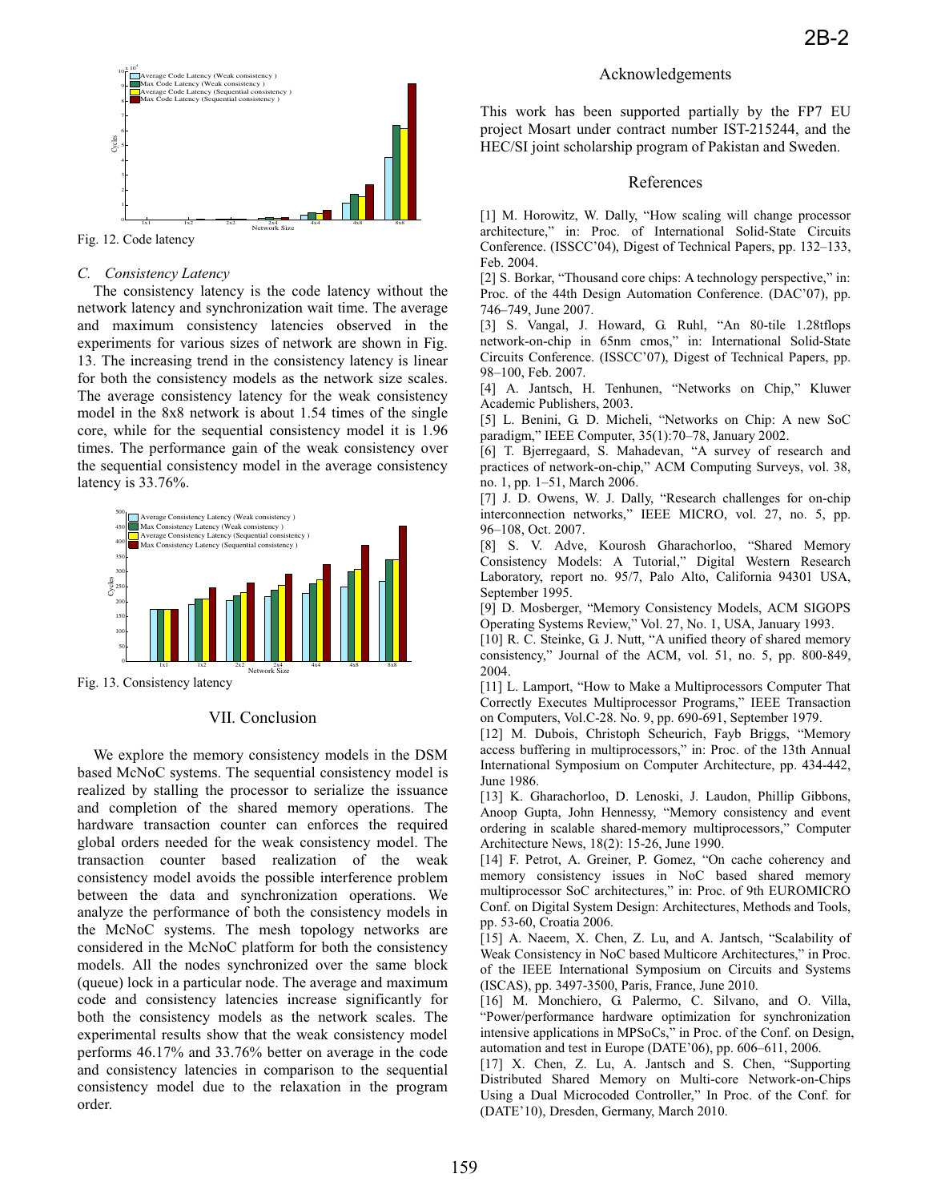x 10^4

Average Code Latency (Weak consistency )
Max Code Latency (Weak consistency )
Average Code Latency (Sequential consistency )
Max Code Latency (Sequential consistency )

Cycles

10
9
8
7
6
5
4
3
2
1
0

1x1 1x2 2x2 2x4 4x4 4x8 8x8

Network Size

Fig. 12. Code latency

### C. Consistency Latency

The consistency latency is the code latency without the network latency and synchronization wait time. The average and maximum consistency latencies observed in the experiments for various sizes of network are shown in Fig. 13. The increasing trend in the consistency latency is linear for both the consistency models as the network size scales. The average consistency latency for the weak consistency model in the 8x8 network is about 1.54 times of the single core, while for the sequential consistency model it is 1.96 times. The performance gain of the weak consistency over the sequential consistency model in the average consistency latency is 33.76%.

Average Consistency Latency (Weak consistency )
Max Consistency Latency (Weak consistency )
Average Consistency Latency (Sequential consistency )
Max Consistency Latency (Sequential consistency )

Cycles

500
450
400
350
300
250
200
150
100
50
0

1x1 1x2 2x2 2x4 4x4 4x8 8x8

Network Size

Fig. 13. Consistency latency

## VII. Conclusion

We explore the memory consistency models in the DSM based McNoC systems. The sequential consistency model is realized by stalling the processor to serialize the issuance and completion of the shared memory operations. The hardware transaction counter can enforces the required global orders needed for the weak consistency model. The transaction counter based realization of the weak consistency model avoids the possible interference problem between the data and synchronization operations. We analyze the performance of both the consistency models in the McNoC systems. The mesh topology networks are considered in the McNoC platform for both the consistency models. All the nodes synchronized over the same block (queue) lock in a particular node. The average and maximum code and consistency latencies increase significantly for both the consistency models as the network scales. The experimental results show that the weak consistency model performs 46.17% and 33.76% better on average in the code and consistency latencies in comparison to the sequential consistency model due to the relaxation in the program order.

## Acknowledgements

This work has been supported partially by the FP7 EU project Mosart under contract number IST-215244, and the HEC/SI joint scholarship program of Pakistan and Sweden.

## References

[1] M. Horowitz, W. Dally, "How scaling will change processor architecture," in: Proc. of International Solid-State Circuits Conference. (ISSCC'04), Digest of Technical Papers, pp. 132–133, Feb. 2004.

[2] S. Borkar, "Thousand core chips: A technology perspective," in: Proc. of the 44th Design Automation Conference. (DAC'07), pp. 746–749, June 2007.

[3] S. Vangal, J. Howard, G. Ruhl, "An 80-tile 1.28tflops network-on-chip in 65nm cmos," in: International Solid-State Circuits Conference. (ISSCC'07), Digest of Technical Papers, pp. 98–100, Feb. 2007.

[4] A. Jantsch, H. Tenhunen, "Networks on Chip," Kluwer Academic Publishers, 2003.

[5] L. Benini, G. D. Micheli, "Networks on Chip: A new SoC paradigm," IEEE Computer, 35(1):70–78, January 2002.

[6] T. Bjerregaard, S. Mahadevan, "A survey of research and practices of network-on-chip," ACM Computing Surveys, vol. 38, no. 1, pp. 1–51, March 2006.

[7] J. D. Owens, W. J. Dally, "Research challenges for on-chip interconnection networks," IEEE MICRO, vol. 27, no. 5, pp. 96–108, Oct. 2007.

[8] S. V. Adve, Kourosh Gharachorloo, "Shared Memory Consistency Models: A Tutorial," Digital Western Research Laboratory, report no. 95/7, Palo Alto, California 94301 USA, September 1995.

[9] D. Mosberger, "Memory Consistency Models, ACM SIGOPS Operating Systems Review," Vol. 27, No. 1, USA, January 1993.

[10] R. C. Steinke, G. J. Nutt, "A unified theory of shared memory consistency," Journal of the ACM, vol. 51, no. 5, pp. 800-849, 2004.

[11] L. Lamport, "How to Make a Multiprocessors Computer That Correctly Executes Multiprocessor Programs," IEEE Transaction on Computers, Vol.C-28. No. 9, pp. 690-691, September 1979.

[12] M. Dubois, Christoph Scheurich, Fayb Briggs, "Memory access buffering in multiprocessors," in: Proc. of the 13th Annual International Symposium on Computer Architecture, pp. 434-442, June 1986.

[13] K. Gharachorloo, D. Lenoski, J. Laudon, Phillip Gibbons, Anoop Gupta, John Hennessy, "Memory consistency and event ordering in scalable shared-memory multiprocessors," Computer Architecture News, 18(2): 15-26, June 1990.

[14] F. Petrot, A. Greiner, P. Gomez, "On cache coherency and memory consistency issues in NoC based shared memory multiprocessor SoC architectures," in: Proc. of 9th EUROMICRO Conf. on Digital System Design: Architectures, Methods and Tools, pp. 53-60, Croatia 2006.

[15] A. Naeem, X. Chen, Z. Lu, and A. Jantsch, "Scalability of Weak Consistency in NoC based Multicore Architectures," in Proc. of the IEEE International Symposium on Circuits and Systems (ISCAS), pp. 3497-3500, Paris, France, June 2010.

[16] M. Monchiero, G. Palermo, C. Silvano, and O. Villa, "Power/performance hardware optimization for synchronization intensive applications in MPSoCs," in Proc. of the Conf. on Design, automation and test in Europe (DATE'06), pp. 606–611, 2006.

[17] X. Chen, Z. Lu, A. Jantsch and S. Chen, "Supporting Distributed Shared Memory on Multi-core Network-on-Chips Using a Dual Microcoded Controller," In Proc. of the Conf. for (DATE'10), Dresden, Germany, March 2010.